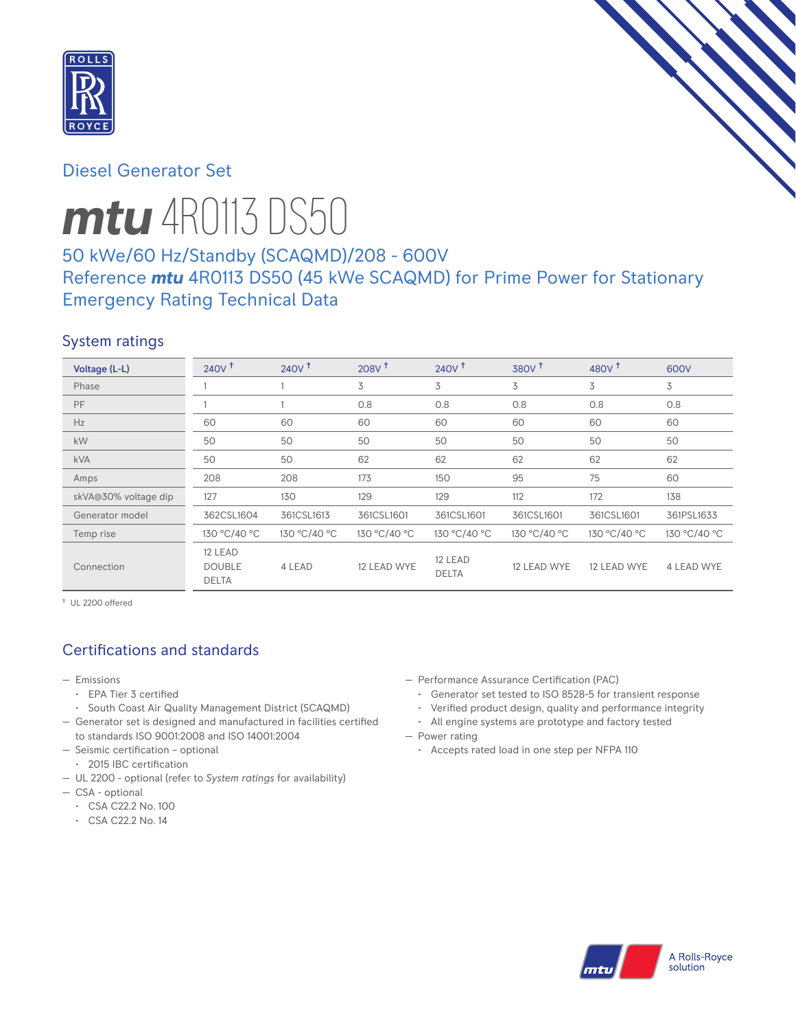Diesel Generator Set

# ***mtu*** 4R0113 DS50

## 50 kWe/60 Hz/Standby (SCAQMD)/208 - 600V
## Reference ***mtu*** 4R0113 DS50 (45 kWe SCAQMD) for Prime Power for Stationary Emergency Rating Technical Data

## System ratings

| Voltage (L-L) | 240V † | 240V † | 208V † | 240V † | 380V † | 480V † | 600V |
|---|---|---|---|---|---|---|---|
| Phase | 1 | 1 | 3 | 3 | 3 | 3 | 3 |
| PF | 1 | 1 | 0.8 | 0.8 | 0.8 | 0.8 | 0.8 |
| Hz | 60 | 60 | 60 | 60 | 60 | 60 | 60 |
| kW | 50 | 50 | 50 | 50 | 50 | 50 | 50 |
| kVA | 50 | 50 | 62 | 62 | 62 | 62 | 62 |
| Amps | 208 | 208 | 173 | 150 | 95 | 75 | 60 |
| skVA@30% voltage dip | 127 | 130 | 129 | 129 | 112 | 172 | 138 |
| Generator model | 362CSL1604 | 361CSL1613 | 361CSL1601 | 361CSL1601 | 361CSL1601 | 361CSL1601 | 361PSL1633 |
| Temp rise | 130 °C/40 °C | 130 °C/40 °C | 130 °C/40 °C | 130 °C/40 °C | 130 °C/40 °C | 130 °C/40 °C | 130 °C/40 °C |
| Connection | 12 LEAD DOUBLE DELTA | 4 LEAD | 12 LEAD WYE | 12 LEAD DELTA | 12 LEAD WYE | 12 LEAD WYE | 4 LEAD WYE |

† UL 2200 offered

## Certifications and standards

- Emissions
  - EPA Tier 3 certified
  - South Coast Air Quality Management District (SCAQMD)
- Generator set is designed and manufactured in facilities certified to standards ISO 9001:2008 and ISO 14001:2004
- Seismic certification – optional
  - 2015 IBC certification
- UL 2200 - optional (refer to *System ratings* for availability)
- CSA - optional
  - CSA C22.2 No. 100
  - CSA C22.2 No. 14
- Performance Assurance Certification (PAC)
  - Generator set tested to ISO 8528-5 for transient response
  - Verified product design, quality and performance integrity
  - All engine systems are prototype and factory tested
- Power rating
  - Accepts rated load in one step per NFPA 110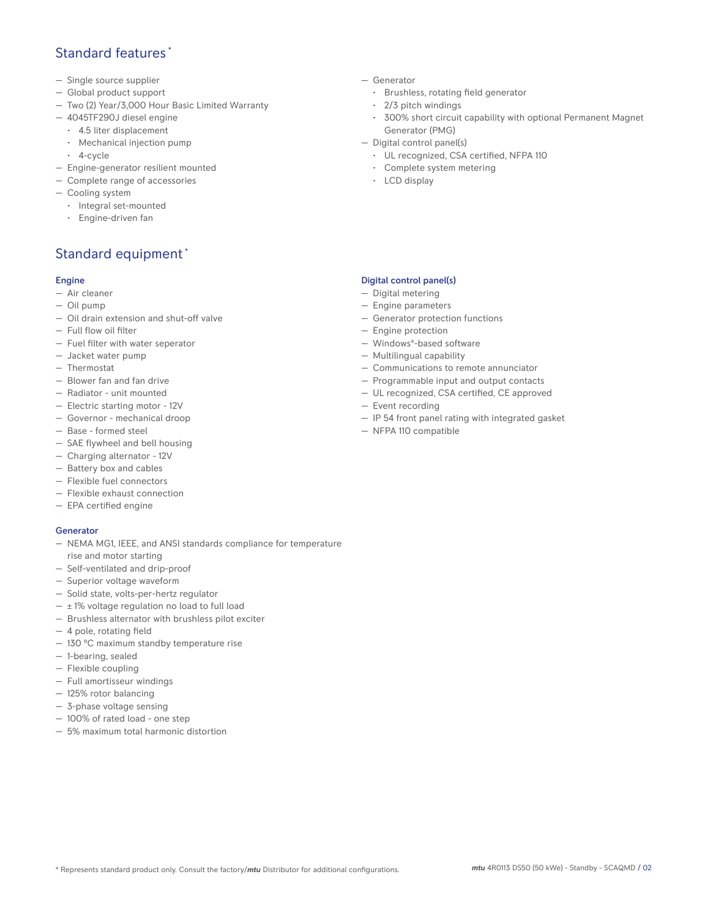## Standard features *

- Single source supplier
- Global product support
- Two (2) Year/3,000 Hour Basic Limited Warranty
- 4045TF290J diesel engine
  - 4.5 liter displacement
  - Mechanical injection pump
  - 4-cycle
- Engine-generator resilient mounted
- Complete range of accessories
- Cooling system
  - Integral set-mounted
  - Engine-driven fan
- Generator
  - Brushless, rotating field generator
  - 2/3 pitch windings
  - 300% short circuit capability with optional Permanent Magnet Generator (PMG)
- Digital control panel(s)
  - UL recognized, CSA certified, NFPA 110
  - Complete system metering
  - LCD display

## Standard equipment *

### Engine

- Air cleaner
- Oil pump
- Oil drain extension and shut-off valve
- Full flow oil filter
- Fuel filter with water seperator
- Jacket water pump
- Thermostat
- Blower fan and fan drive
- Radiator - unit mounted
- Electric starting motor - 12V
- Governor - mechanical droop
- Base - formed steel
- SAE flywheel and bell housing
- Charging alternator - 12V
- Battery box and cables
- Flexible fuel connectors
- Flexible exhaust connection
- EPA certified engine

### Generator

- NEMA MG1, IEEE, and ANSI standards compliance for temperature rise and motor starting
- Self-ventilated and drip-proof
- Superior voltage waveform
- Solid state, volts-per-hertz regulator
- ± 1% voltage regulation no load to full load
- Brushless alternator with brushless pilot exciter
- 4 pole, rotating field
- 130 °C maximum standby temperature rise
- 1-bearing, sealed
- Flexible coupling
- Full amortisseur windings
- 125% rotor balancing
- 3-phase voltage sensing
- 100% of rated load - one step
- 5% maximum total harmonic distortion

### Digital control panel(s)

- Digital metering
- Engine parameters
- Generator protection functions
- Engine protection
- Windows®-based software
- Multilingual capability
- Communications to remote annunciator
- Programmable input and output contacts
- UL recognized, CSA certified, CE approved
- Event recording
- IP 54 front panel rating with integrated gasket
- NFPA 110 compatible

* Represents standard product only. Consult the factory/***mtu*** Distributor for additional configurations.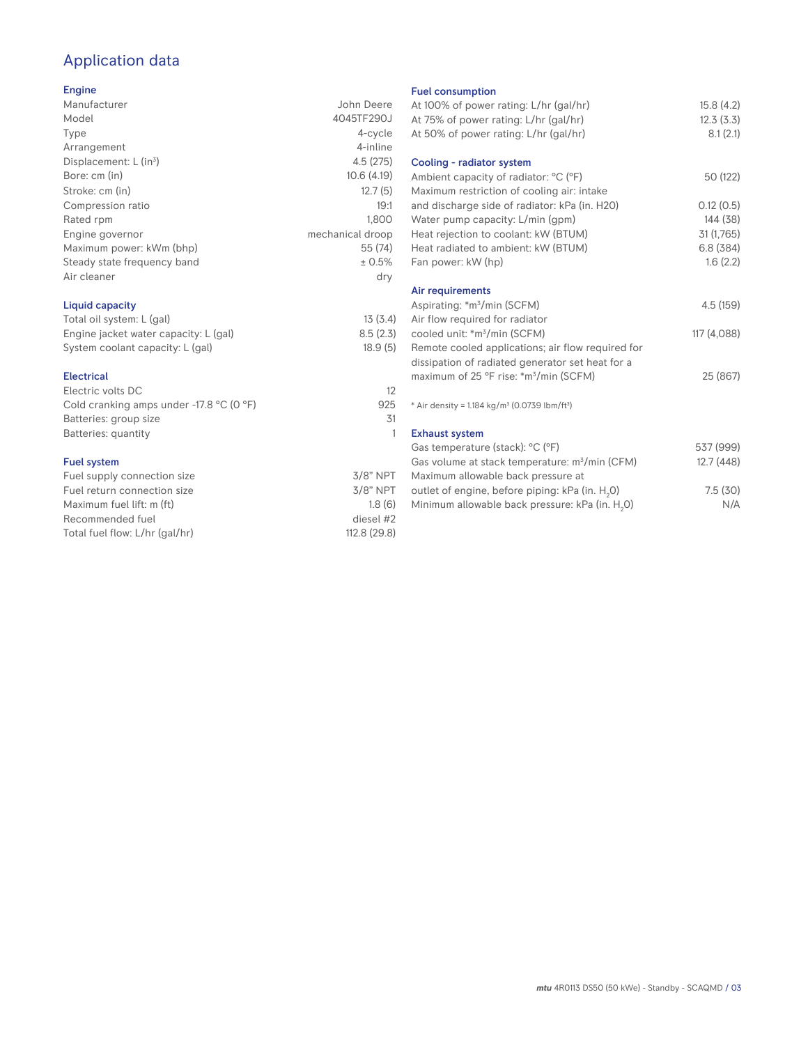# Application data

## Engine

| | |
|---|---|
| Manufacturer | John Deere |
| Model | 4045TF290J |
| Type | 4-cycle |
| Arrangement | 4-inline |
| Displacement: L ($in^3$) | 4.5 (275) |
| Bore: cm (in) | 10.6 (4.19) |
| Stroke: cm (in) | 12.7 (5) |
| Compression ratio | 19:1 |
| Rated rpm | 1,800 |
| Engine governor | mechanical droop |
| Maximum power: kWm (bhp) | 55 (74) |
| Steady state frequency band | ± 0.5% |
| Air cleaner | dry |

## Liquid capacity

| | |
|---|---|
| Total oil system: L (gal) | 13 (3.4) |
| Engine jacket water capacity: L (gal) | 8.5 (2.3) |
| System coolant capacity: L (gal) | 18.9 (5) |

## Electrical

| | |
|---|---|
| Electric volts DC | 12 |
| Cold cranking amps under -17.8 °C (0 °F) | 925 |
| Batteries: group size | 31 |
| Batteries: quantity | 1 |

## Fuel system

| | |
|---|---|
| Fuel supply connection size | 3/8" NPT |
| Fuel return connection size | 3/8" NPT |
| Maximum fuel lift: m (ft) | 1.8 (6) |
| Recommended fuel | diesel #2 |
| Total fuel flow: L/hr (gal/hr) | 112.8 (29.8) |

## Fuel consumption

| | |
|---|---|
| At 100% of power rating: L/hr (gal/hr) | 15.8 (4.2) |
| At 75% of power rating: L/hr (gal/hr) | 12.3 (3.3) |
| At 50% of power rating: L/hr (gal/hr) | 8.1 (2.1) |

## Cooling - radiator system

| | |
|---|---|
| Ambient capacity of radiator: °C (°F) | 50 (122) |
| Maximum restriction of cooling air: intake and discharge side of radiator: kPa (in. H20) | 0.12 (0.5) |
| Water pump capacity: L/min (gpm) | 144 (38) |
| Heat rejection to coolant: kW (BTUM) | 31 (1,765) |
| Heat radiated to ambient: kW (BTUM) | 6.8 (384) |
| Fan power: kW (hp) | 1.6 (2.2) |

## Air requirements

| | |
|---|---|
| Aspirating: *$m^3$/min (SCFM) | 4.5 (159) |
| Air flow required for radiator cooled unit: *$m^3$/min (SCFM) | 117 (4,088) |
| Remote cooled applications; air flow required for dissipation of radiated generator set heat for a maximum of 25 °F rise: *$m^3$/min (SCFM) | 25 (867) |

* Air density = 1.184 kg/$m^3$ (0.0739 lbm/$ft^3$)

## Exhaust system

| | |
|---|---|
| Gas temperature (stack): °C (°F) | 537 (999) |
| Gas volume at stack temperature: $m^3$/min (CFM) | 12.7 (448) |
| Maximum allowable back pressure at outlet of engine, before piping: kPa (in. $H_2O$) | 7.5 (30) |
| Minimum allowable back pressure: kPa (in. $H_2O$) | N/A |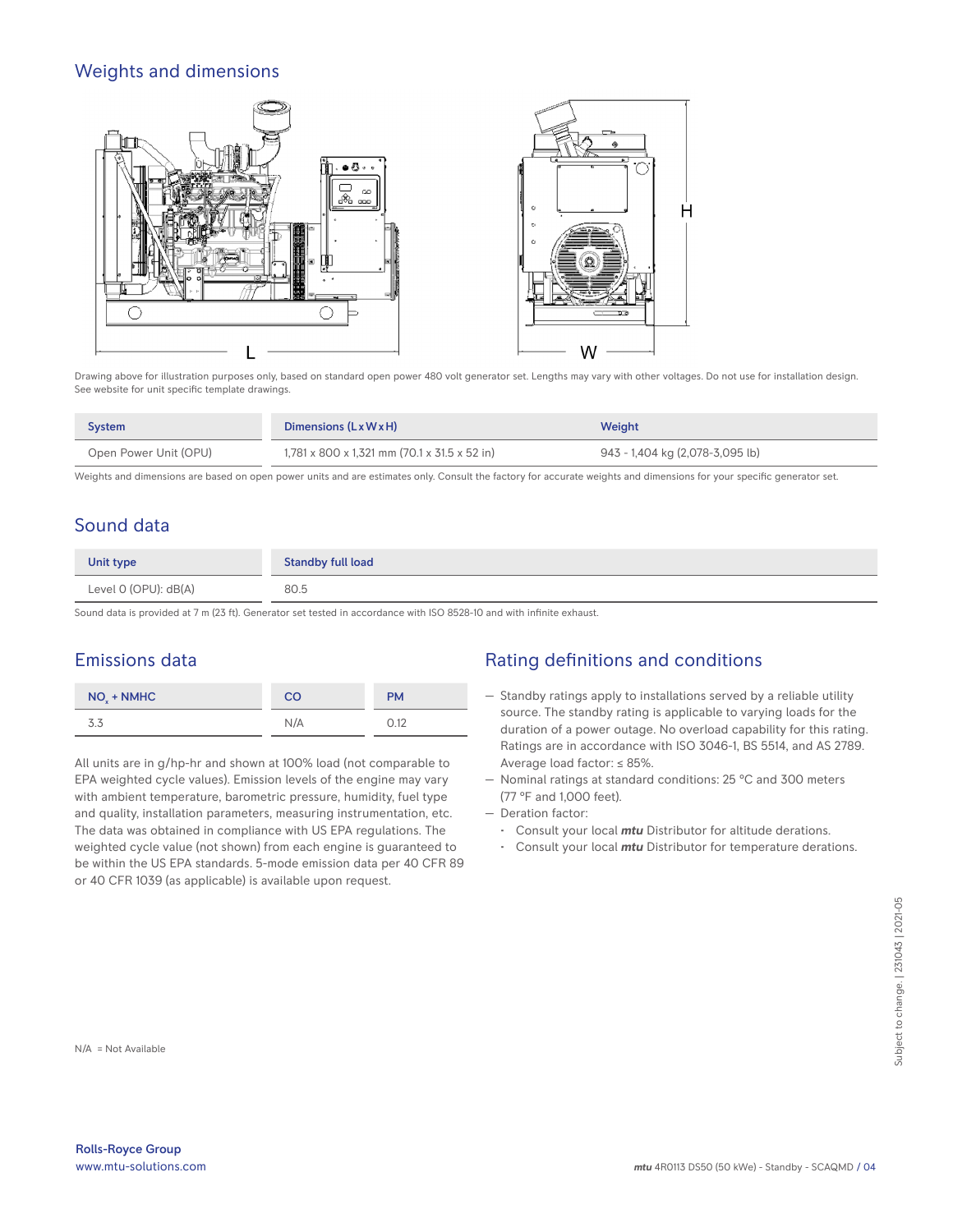## Weights and dimensions

L

W

H

Drawing above for illustration purposes only, based on standard open power 480 volt generator set. Lengths may vary with other voltages. Do not use for installation design. See website for unit specific template drawings.

| System | Dimensions (L x W x H) | Weight |
|---|---|---|
| Open Power Unit (OPU) | 1,781 x 800 x 1,321 mm (70.1 x 31.5 x 52 in) | 943 - 1,404 kg (2,078-3,095 lb) |

Weights and dimensions are based on open power units and are estimates only. Consult the factory for accurate weights and dimensions for your specific generator set.

## Sound data

| Unit type | Standby full load |
|---|---|
| Level 0 (OPU): dB(A) | 80.5 |

Sound data is provided at 7 m (23 ft). Generator set tested in accordance with ISO 8528-10 and with infinite exhaust.

## Emissions data

| $NO_x$ + NMHC | CO | PM |
|---|---|---|
| 3.3 | N/A | 0.12 |

All units are in g/hp-hr and shown at 100% load (not comparable to EPA weighted cycle values). Emission levels of the engine may vary with ambient temperature, barometric pressure, humidity, fuel type and quality, installation parameters, measuring instrumentation, etc. The data was obtained in compliance with US EPA regulations. The weighted cycle value (not shown) from each engine is guaranteed to be within the US EPA standards. 5-mode emission data per 40 CFR 89 or 40 CFR 1039 (as applicable) is available upon request.

## Rating definitions and conditions

- Standby ratings apply to installations served by a reliable utility source. The standby rating is applicable to varying loads for the duration of a power outage. No overload capability for this rating. Ratings are in accordance with ISO 3046-1, BS 5514, and AS 2789. Average load factor: ≤ 85%.
- Nominal ratings at standard conditions: 25 °C and 300 meters (77 °F and 1,000 feet).
- Deration factor:
  - Consult your local ***mtu*** Distributor for altitude derations.
  - Consult your local ***mtu*** Distributor for temperature derations.

N/A = Not Available

Subject to change. | 231043 | 2021-05

**Rolls-Royce Group**
www.mtu-solutions.com

***mtu*** 4R0113 DS50 (50 kWe) - Standby - SCAQMD